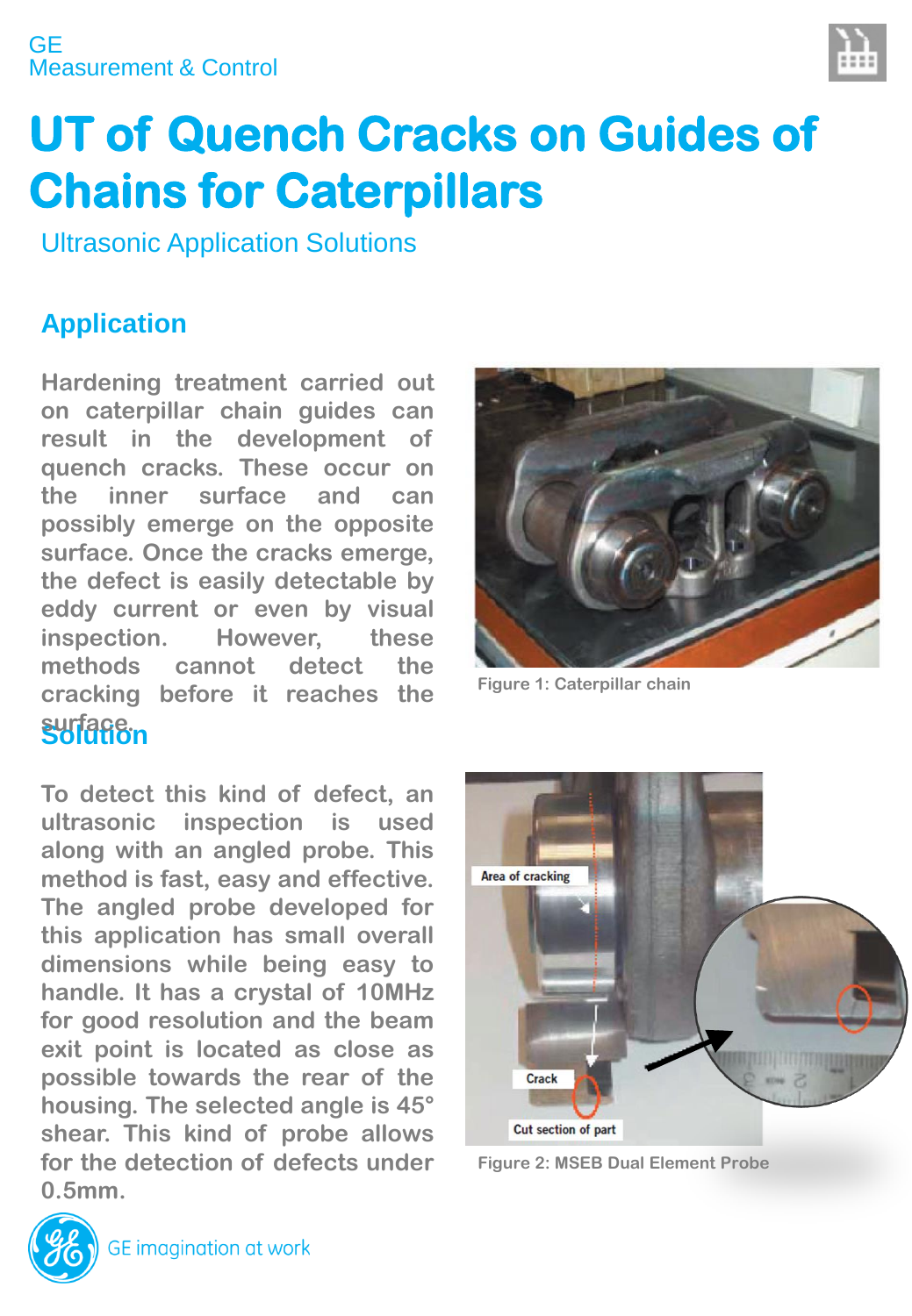GE
Measurement & Control

# UT of Quench Cracks on Guides of Chains for Caterpillars

Ultrasonic Application Solutions

## Application

Hardening treatment carried out on caterpillar chain guides can result in the development of quench cracks. These occur on the inner surface and can possibly emerge on the opposite surface. Once the cracks emerge, the defect is easily detectable by eddy current or even by visual inspection. However, these methods cannot detect the cracking before it reaches the surface.

Figure 1: Caterpillar chain

## Solution

To detect this kind of defect, an ultrasonic inspection is used along with an angled probe. This method is fast, easy and effective. The angled probe developed for this application has small overall dimensions while being easy to handle. It has a crystal of 10MHz for good resolution and the beam exit point is located as close as possible towards the rear of the housing. The selected angle is 45° shear. This kind of probe allows for the detection of defects under 0.5mm.

Area of cracking

Crack

Cut section of part

Figure 2: MSEB Dual Element Probe

GE imagination at work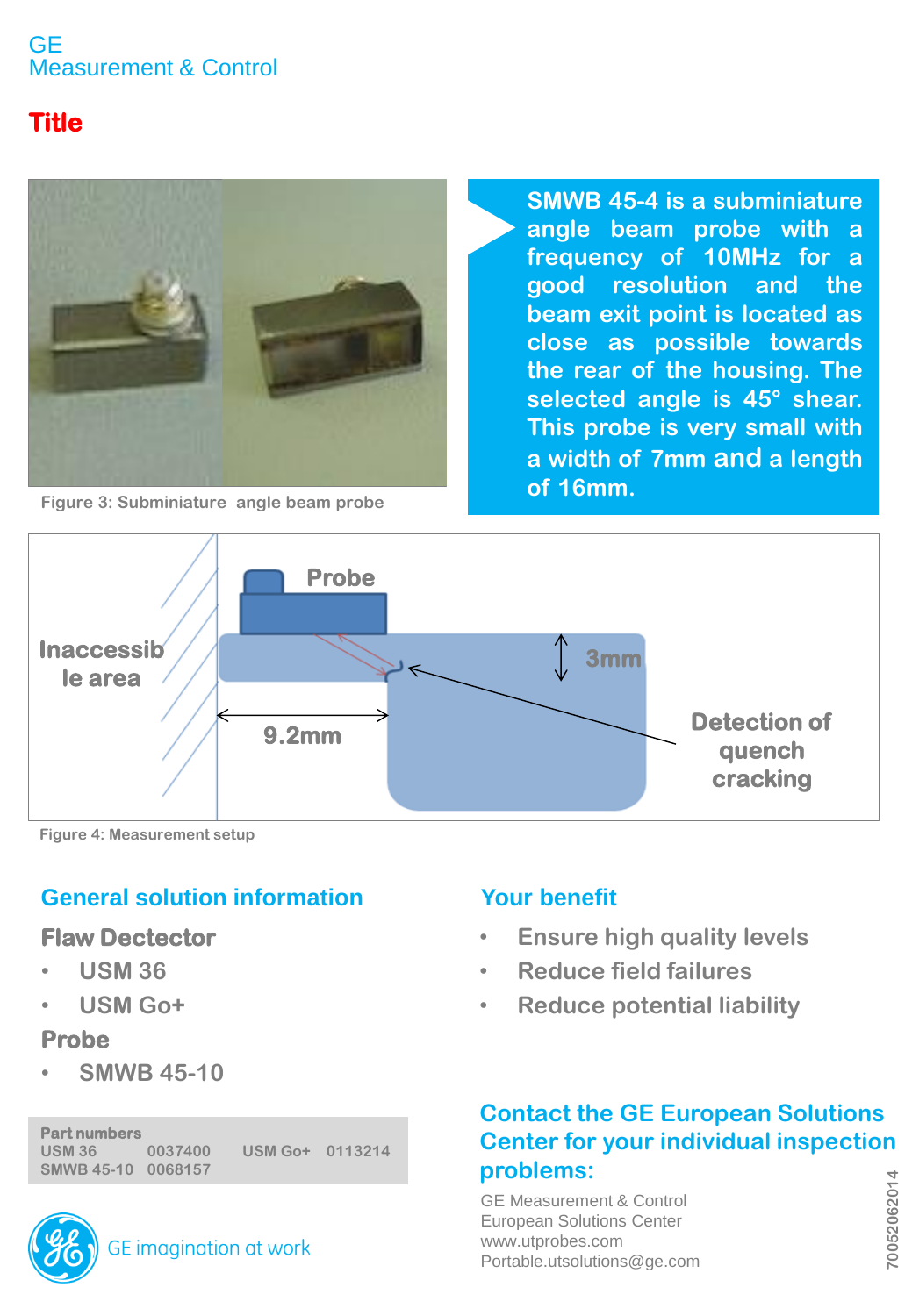GE
Measurement & Control

# Title

Figure 3: Subminiature angle beam probe

SMWB 45-4 is a subminiature angle beam probe with a frequency of 10MHz for a good resolution and the beam exit point is located as close as possible towards the rear of the housing. The selected angle is 45° shear. This probe is very small with a width of 7mm and a length of 16mm.

Probe
Inaccessible area
3mm
9.2mm
Detection of quench cracking

Figure 4: Measurement setup

## General solution information

### Flaw Dectector

- USM 36
- USM Go+

### Probe

- SMWB 45-10

| | | | |
|---|---|---|---|
| **Part numbers** | | | |
| USM 36 | 0037400 | USM Go+ | 0113214 |
| SMWB 45-10 | 0068157 | | |

GE imagination at work

## Your benefit

- Ensure high quality levels
- Reduce field failures
- Reduce potential liability

## Contact the GE European Solutions Center for your individual inspection problems:

GE Measurement & Control
European Solutions Center
www.utprobes.com
Portable.utsolutions@ge.com

70052062014